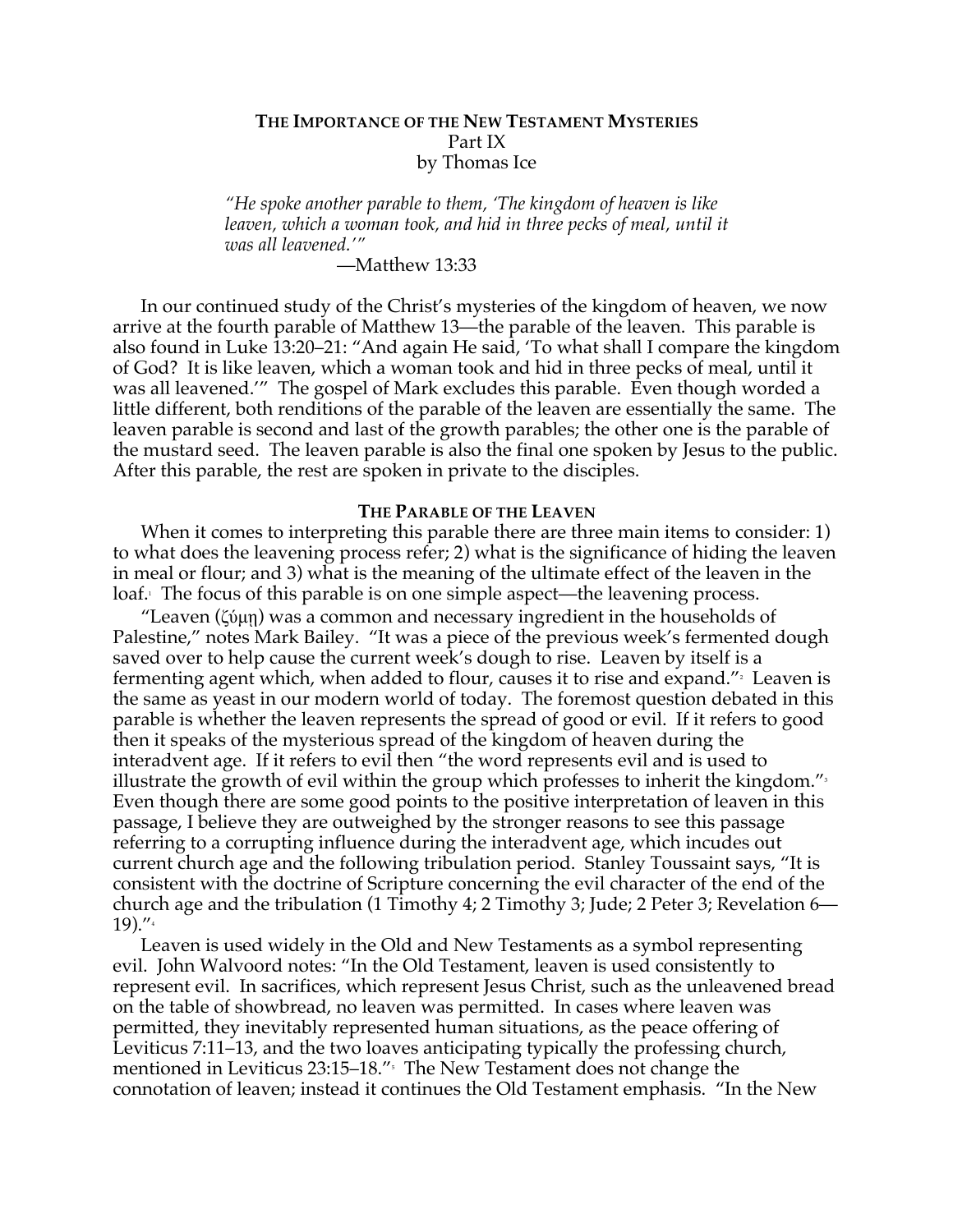# THE IMPORTANCE OF THE NEW TESTAMENT MYSTERIES
Part IX
by Thomas Ice

> *"He spoke another parable to them, 'The kingdom of heaven is like leaven, which a woman took, and hid in three pecks of meal, until it was all leavened.'"*
>
> —Matthew 13:33

In our continued study of the Christ's mysteries of the kingdom of heaven, we now arrive at the fourth parable of Matthew 13—the parable of the leaven. This parable is also found in Luke 13:20–21: "And again He said, 'To what shall I compare the kingdom of God? It is like leaven, which a woman took and hid in three pecks of meal, until it was all leavened.'" The gospel of Mark excludes this parable. Even though worded a little different, both renditions of the parable of the leaven are essentially the same. The leaven parable is second and last of the growth parables; the other one is the parable of the mustard seed. The leaven parable is also the final one spoken by Jesus to the public. After this parable, the rest are spoken in private to the disciples.

## THE PARABLE OF THE LEAVEN

When it comes to interpreting this parable there are three main items to consider: 1) to what does the leavening process refer; 2) what is the significance of hiding the leaven in meal or flour; and 3) what is the meaning of the ultimate effect of the leaven in the loaf.[1] The focus of this parable is on one simple aspect—the leavening process.

"Leaven (ζύμη) was a common and necessary ingredient in the households of Palestine," notes Mark Bailey. "It was a piece of the previous week's fermented dough saved over to help cause the current week's dough to rise. Leaven by itself is a fermenting agent which, when added to flour, causes it to rise and expand."[2] Leaven is the same as yeast in our modern world of today. The foremost question debated in this parable is whether the leaven represents the spread of good or evil. If it refers to good then it speaks of the mysterious spread of the kingdom of heaven during the interadvent age. If it refers to evil then "the word represents evil and is used to illustrate the growth of evil within the group which professes to inherit the kingdom."[3] Even though there are some good points to the positive interpretation of leaven in this passage, I believe they are outweighed by the stronger reasons to see this passage referring to a corrupting influence during the interadvent age, which incudes out current church age and the following tribulation period. Stanley Toussaint says, "It is consistent with the doctrine of Scripture concerning the evil character of the end of the church age and the tribulation (1 Timothy 4; 2 Timothy 3; Jude; 2 Peter 3; Revelation 6—19)."[4]

Leaven is used widely in the Old and New Testaments as a symbol representing evil. John Walvoord notes: "In the Old Testament, leaven is used consistently to represent evil. In sacrifices, which represent Jesus Christ, such as the unleavened bread on the table of showbread, no leaven was permitted. In cases where leaven was permitted, they inevitably represented human situations, as the peace offering of Leviticus 7:11–13, and the two loaves anticipating typically the professing church, mentioned in Leviticus 23:15–18."[5] The New Testament does not change the connotation of leaven; instead it continues the Old Testament emphasis. "In the New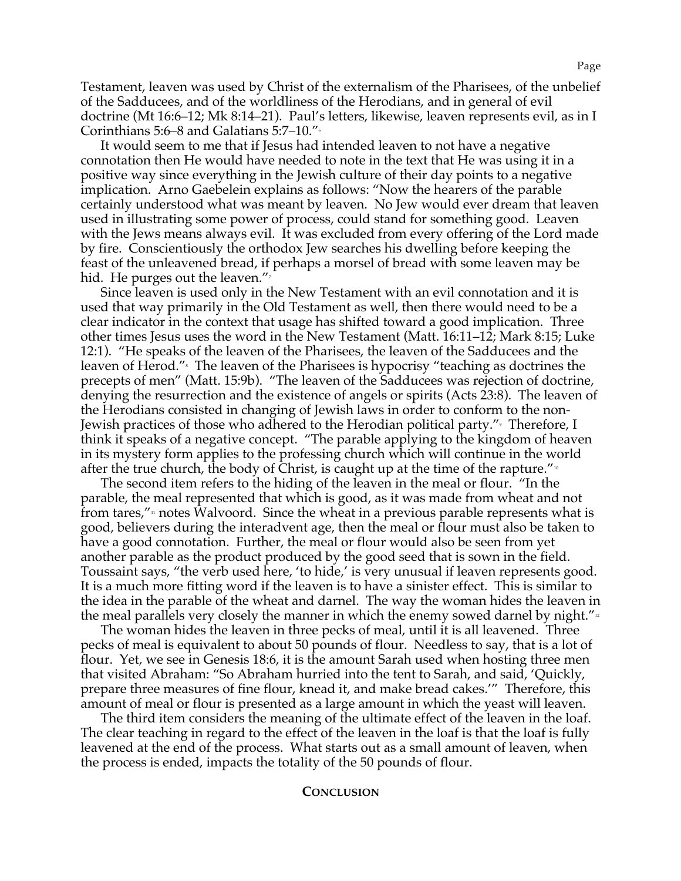Testament, leaven was used by Christ of the externalism of the Pharisees, of the unbelief of the Sadducees, and of the worldliness of the Herodians, and in general of evil doctrine (Mt 16:6–12; Mk 8:14–21). Paul's letters, likewise, leaven represents evil, as in I Corinthians 5:6–8 and Galatians 5:7–10."[6]

It would seem to me that if Jesus had intended leaven to not have a negative connotation then He would have needed to note in the text that He was using it in a positive way since everything in the Jewish culture of their day points to a negative implication. Arno Gaebelein explains as follows: "Now the hearers of the parable certainly understood what was meant by leaven. No Jew would ever dream that leaven used in illustrating some power of process, could stand for something good. Leaven with the Jews means always evil. It was excluded from every offering of the Lord made by fire. Conscientiously the orthodox Jew searches his dwelling before keeping the feast of the unleavened bread, if perhaps a morsel of bread with some leaven may be hid. He purges out the leaven."[7]

Since leaven is used only in the New Testament with an evil connotation and it is used that way primarily in the Old Testament as well, then there would need to be a clear indicator in the context that usage has shifted toward a good implication. Three other times Jesus uses the word in the New Testament (Matt. 16:11–12; Mark 8:15; Luke 12:1). "He speaks of the leaven of the Pharisees, the leaven of the Sadducees and the leaven of Herod."[8] The leaven of the Pharisees is hypocrisy "teaching as doctrines the precepts of men" (Matt. 15:9b). "The leaven of the Sadducees was rejection of doctrine, denying the resurrection and the existence of angels or spirits (Acts 23:8). The leaven of the Herodians consisted in changing of Jewish laws in order to conform to the non-Jewish practices of those who adhered to the Herodian political party."[9] Therefore, I think it speaks of a negative concept. "The parable applying to the kingdom of heaven in its mystery form applies to the professing church which will continue in the world after the true church, the body of Christ, is caught up at the time of the rapture."[10]

The second item refers to the hiding of the leaven in the meal or flour. "In the parable, the meal represented that which is good, as it was made from wheat and not from tares,"[11] notes Walvoord. Since the wheat in a previous parable represents what is good, believers during the interadvent age, then the meal or flour must also be taken to have a good connotation. Further, the meal or flour would also be seen from yet another parable as the product produced by the good seed that is sown in the field. Toussaint says, "the verb used here, 'to hide,' is very unusual if leaven represents good. It is a much more fitting word if the leaven is to have a sinister effect. This is similar to the idea in the parable of the wheat and darnel. The way the woman hides the leaven in the meal parallels very closely the manner in which the enemy sowed darnel by night."[12]

The woman hides the leaven in three pecks of meal, until it is all leavened. Three pecks of meal is equivalent to about 50 pounds of flour. Needless to say, that is a lot of flour. Yet, we see in Genesis 18:6, it is the amount Sarah used when hosting three men that visited Abraham: "So Abraham hurried into the tent to Sarah, and said, 'Quickly, prepare three measures of fine flour, knead it, and make bread cakes.'" Therefore, this amount of meal or flour is presented as a large amount in which the yeast will leaven.

The third item considers the meaning of the ultimate effect of the leaven in the loaf. The clear teaching in regard to the effect of the leaven in the loaf is that the loaf is fully leavened at the end of the process. What starts out as a small amount of leaven, when the process is ended, impacts the totality of the 50 pounds of flour.

## Conclusion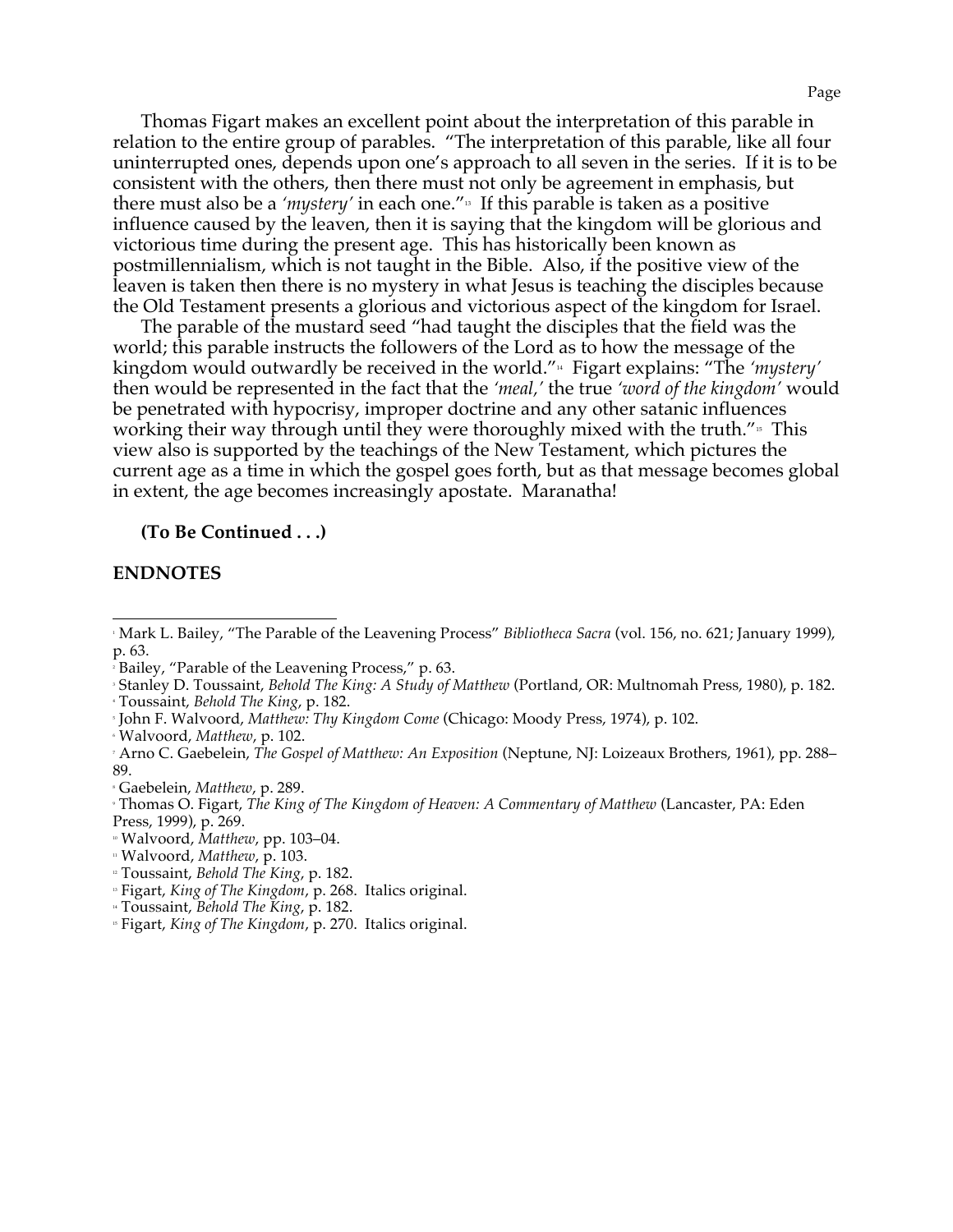Thomas Figart makes an excellent point about the interpretation of this parable in relation to the entire group of parables. "The interpretation of this parable, like all four uninterrupted ones, depends upon one's approach to all seven in the series. If it is to be consistent with the others, then there must not only be agreement in emphasis, but there must also be a *'mystery'* in each one."[13] If this parable is taken as a positive influence caused by the leaven, then it is saying that the kingdom will be glorious and victorious time during the present age. This has historically been known as postmillennialism, which is not taught in the Bible. Also, if the positive view of the leaven is taken then there is no mystery in what Jesus is teaching the disciples because the Old Testament presents a glorious and victorious aspect of the kingdom for Israel.

The parable of the mustard seed "had taught the disciples that the field was the world; this parable instructs the followers of the Lord as to how the message of the kingdom would outwardly be received in the world."[14] Figart explains: "The *'mystery'* then would be represented in the fact that the *'meal,'* the true *'word of the kingdom'* would be penetrated with hypocrisy, improper doctrine and any other satanic influences working their way through until they were thoroughly mixed with the truth."[15] This view also is supported by the teachings of the New Testament, which pictures the current age as a time in which the gospel goes forth, but as that message becomes global in extent, the age becomes increasingly apostate. Maranatha!

**(To Be Continued . . .)**

**ENDNOTES**

[1] Mark L. Bailey, "The Parable of the Leavening Process" *Bibliotheca Sacra* (vol. 156, no. 621; January 1999), p. 63.

[2] Bailey, "Parable of the Leavening Process," p. 63.

[3] Stanley D. Toussaint, *Behold The King: A Study of Matthew* (Portland, OR: Multnomah Press, 1980), p. 182.

[4] Toussaint, *Behold The King*, p. 182.

[5] John F. Walvoord, *Matthew: Thy Kingdom Come* (Chicago: Moody Press, 1974), p. 102.

[6] Walvoord, *Matthew*, p. 102.

[7] Arno C. Gaebelein, *The Gospel of Matthew: An Exposition* (Neptune, NJ: Loizeaux Brothers, 1961), pp. 288–89.

[8] Gaebelein, *Matthew*, p. 289.

[9] Thomas O. Figart, *The King of The Kingdom of Heaven: A Commentary of Matthew* (Lancaster, PA: Eden Press, 1999), p. 269.

[10] Walvoord, *Matthew*, pp. 103–04.

[11] Walvoord, *Matthew*, p. 103.

[12] Toussaint, *Behold The King*, p. 182.

[13] Figart, *King of The Kingdom*, p. 268. Italics original.

[14] Toussaint, *Behold The King*, p. 182.

[15] Figart, *King of The Kingdom*, p. 270. Italics original.